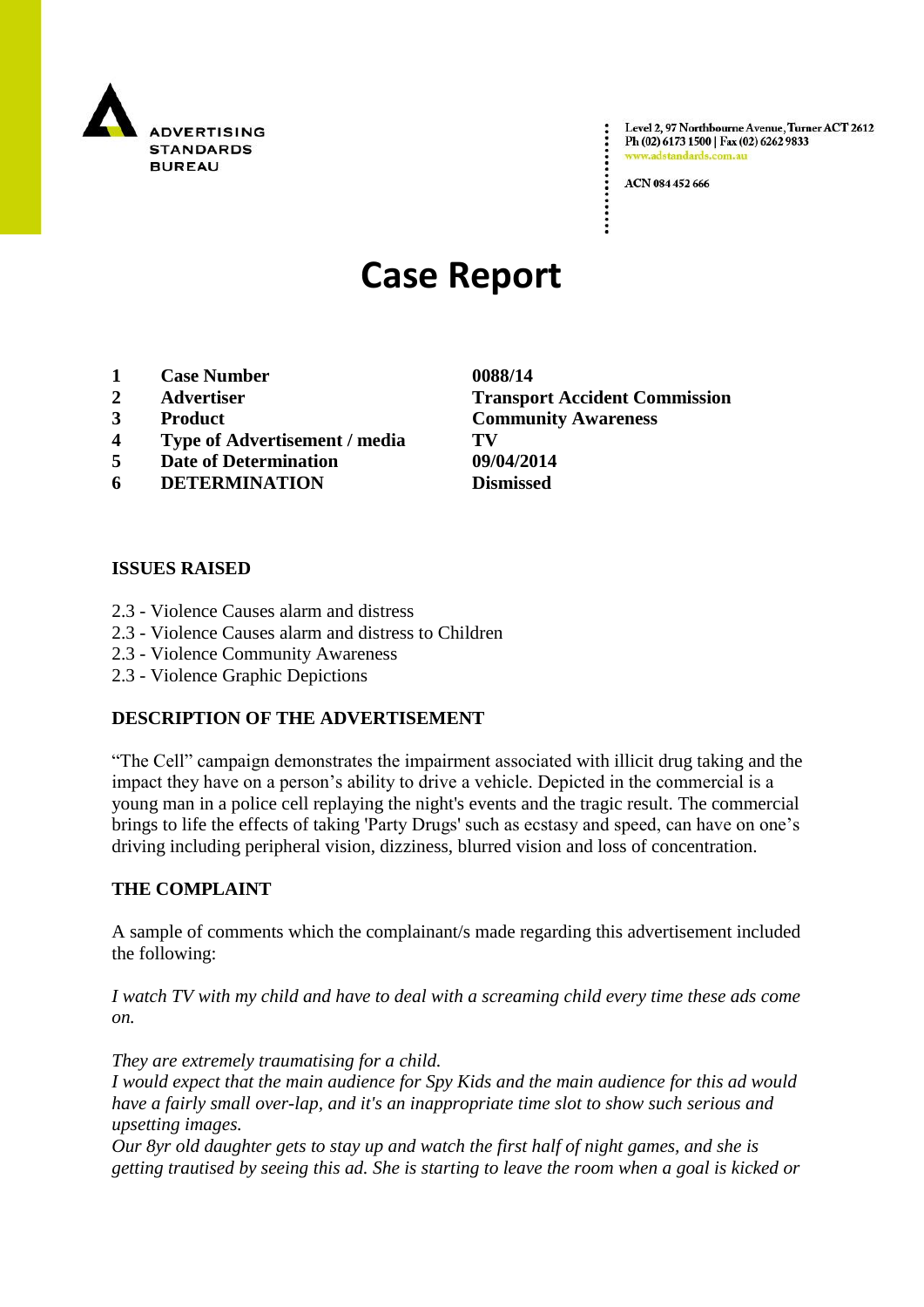ADVERTISING STANDARDS BUREAU

Level 2, 97 Northbourne Avenue, Turner ACT 2612
Ph (02) 6173 1500 | Fax (02) 6262 9833
www.adstandards.com.au

ACN 084 452 666

# Case Report

| | | |
|---|---|---|
| 1 | **Case Number** | **0088/14** |
| 2 | **Advertiser** | **Transport Accident Commission** |
| 3 | **Product** | **Community Awareness** |
| 4 | **Type of Advertisement / media** | **TV** |
| 5 | **Date of Determination** | **09/04/2014** |
| 6 | **DETERMINATION** | **Dismissed** |

## ISSUES RAISED

2.3 - Violence Causes alarm and distress
2.3 - Violence Causes alarm and distress to Children
2.3 - Violence Community Awareness
2.3 - Violence Graphic Depictions

## DESCRIPTION OF THE ADVERTISEMENT

"The Cell" campaign demonstrates the impairment associated with illicit drug taking and the impact they have on a person's ability to drive a vehicle. Depicted in the commercial is a young man in a police cell replaying the night's events and the tragic result. The commercial brings to life the effects of taking 'Party Drugs' such as ecstasy and speed, can have on one's driving including peripheral vision, dizziness, blurred vision and loss of concentration.

## THE COMPLAINT

A sample of comments which the complainant/s made regarding this advertisement included the following:

*I watch TV with my child and have to deal with a screaming child every time these ads come on.*

*They are extremely traumatising for a child.*
*I would expect that the main audience for Spy Kids and the main audience for this ad would have a fairly small over-lap, and it's an inappropriate time slot to show such serious and upsetting images.*
*Our 8yr old daughter gets to stay up and watch the first half of night games, and she is getting trautised by seeing this ad. She is starting to leave the room when a goal is kicked or*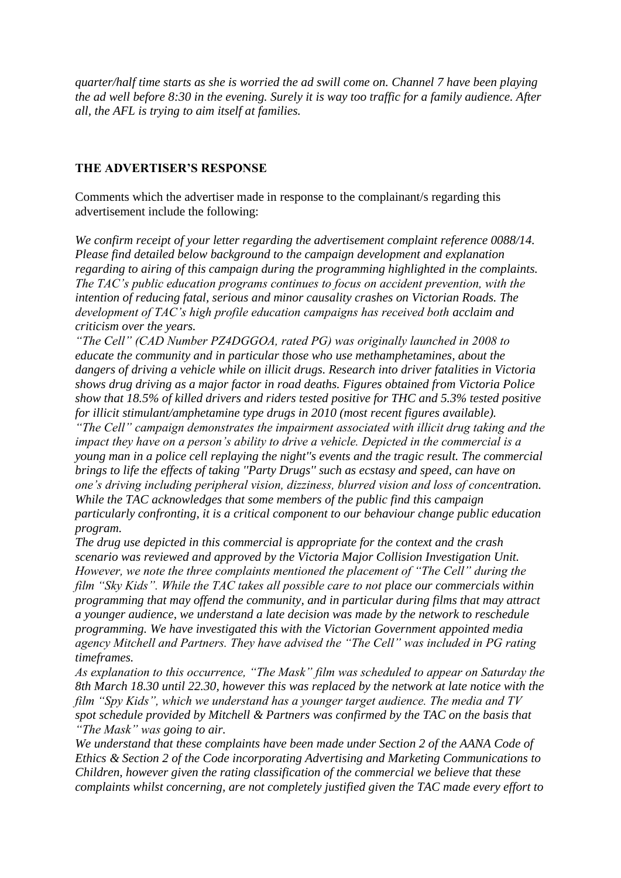*quarter/half time starts as she is worried the ad swill come on. Channel 7 have been playing the ad well before 8:30 in the evening. Surely it is way too traffic for a family audience. After all, the AFL is trying to aim itself at families.*

**THE ADVERTISER'S RESPONSE**

Comments which the advertiser made in response to the complainant/s regarding this advertisement include the following:

*We confirm receipt of your letter regarding the advertisement complaint reference 0088/14. Please find detailed below background to the campaign development and explanation regarding to airing of this campaign during the programming highlighted in the complaints. The TAC's public education programs continues to focus on accident prevention, with the intention of reducing fatal, serious and minor causality crashes on Victorian Roads. The development of TAC's high profile education campaigns has received both acclaim and criticism over the years.*
*"The Cell" (CAD Number PZ4DGGOA, rated PG) was originally launched in 2008 to educate the community and in particular those who use methamphetamines, about the dangers of driving a vehicle while on illicit drugs. Research into driver fatalities in Victoria shows drug driving as a major factor in road deaths. Figures obtained from Victoria Police show that 18.5% of killed drivers and riders tested positive for THC and 5.3% tested positive for illicit stimulant/amphetamine type drugs in 2010 (most recent figures available).*
*"The Cell" campaign demonstrates the impairment associated with illicit drug taking and the impact they have on a person's ability to drive a vehicle. Depicted in the commercial is a young man in a police cell replaying the night''s events and the tragic result. The commercial brings to life the effects of taking "Party Drugs" such as ecstasy and speed, can have on one's driving including peripheral vision, dizziness, blurred vision and loss of concentration. While the TAC acknowledges that some members of the public find this campaign particularly confronting, it is a critical component to our behaviour change public education program.*
*The drug use depicted in this commercial is appropriate for the context and the crash scenario was reviewed and approved by the Victoria Major Collision Investigation Unit. However, we note the three complaints mentioned the placement of "The Cell" during the film "Sky Kids". While the TAC takes all possible care to not place our commercials within programming that may offend the community, and in particular during films that may attract a younger audience, we understand a late decision was made by the network to reschedule programming. We have investigated this with the Victorian Government appointed media agency Mitchell and Partners. They have advised the "The Cell" was included in PG rating timeframes.*
*As explanation to this occurrence, "The Mask" film was scheduled to appear on Saturday the 8th March 18.30 until 22.30, however this was replaced by the network at late notice with the film "Spy Kids", which we understand has a younger target audience. The media and TV spot schedule provided by Mitchell & Partners was confirmed by the TAC on the basis that "The Mask" was going to air.*
*We understand that these complaints have been made under Section 2 of the AANA Code of Ethics & Section 2 of the Code incorporating Advertising and Marketing Communications to Children, however given the rating classification of the commercial we believe that these complaints whilst concerning, are not completely justified given the TAC made every effort to*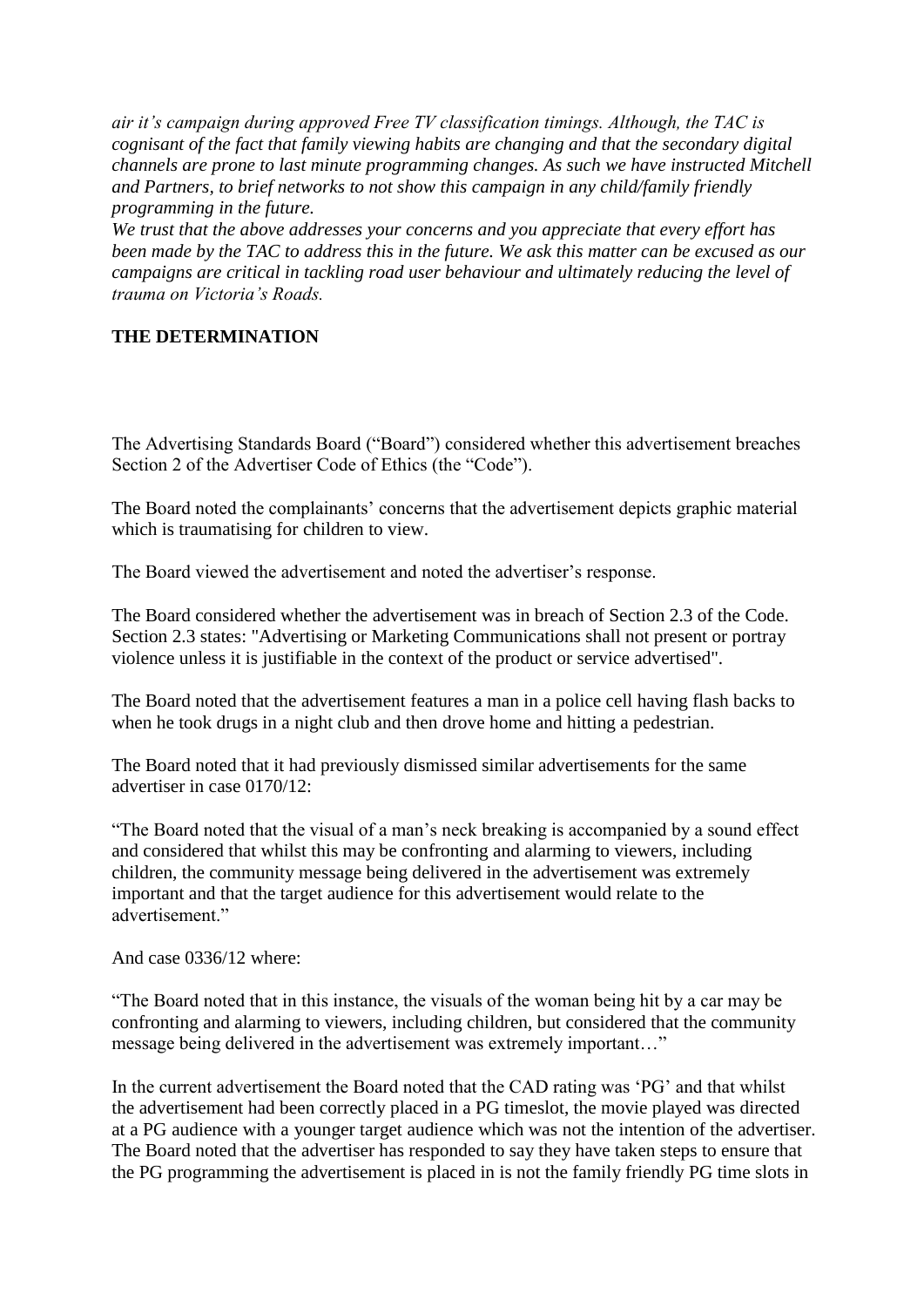*air it's campaign during approved Free TV classification timings. Although, the TAC is cognisant of the fact that family viewing habits are changing and that the secondary digital channels are prone to last minute programming changes. As such we have instructed Mitchell and Partners, to brief networks to not show this campaign in any child/family friendly programming in the future.*

*We trust that the above addresses your concerns and you appreciate that every effort has been made by the TAC to address this in the future. We ask this matter can be excused as our campaigns are critical in tackling road user behaviour and ultimately reducing the level of trauma on Victoria's Roads.*

**THE DETERMINATION**

The Advertising Standards Board ("Board") considered whether this advertisement breaches Section 2 of the Advertiser Code of Ethics (the "Code").

The Board noted the complainants' concerns that the advertisement depicts graphic material which is traumatising for children to view.

The Board viewed the advertisement and noted the advertiser's response.

The Board considered whether the advertisement was in breach of Section 2.3 of the Code. Section 2.3 states: "Advertising or Marketing Communications shall not present or portray violence unless it is justifiable in the context of the product or service advertised".

The Board noted that the advertisement features a man in a police cell having flash backs to when he took drugs in a night club and then drove home and hitting a pedestrian.

The Board noted that it had previously dismissed similar advertisements for the same advertiser in case 0170/12:

"The Board noted that the visual of a man's neck breaking is accompanied by a sound effect and considered that whilst this may be confronting and alarming to viewers, including children, the community message being delivered in the advertisement was extremely important and that the target audience for this advertisement would relate to the advertisement."

And case 0336/12 where:

"The Board noted that in this instance, the visuals of the woman being hit by a car may be confronting and alarming to viewers, including children, but considered that the community message being delivered in the advertisement was extremely important…"

In the current advertisement the Board noted that the CAD rating was 'PG' and that whilst the advertisement had been correctly placed in a PG timeslot, the movie played was directed at a PG audience with a younger target audience which was not the intention of the advertiser. The Board noted that the advertiser has responded to say they have taken steps to ensure that the PG programming the advertisement is placed in is not the family friendly PG time slots in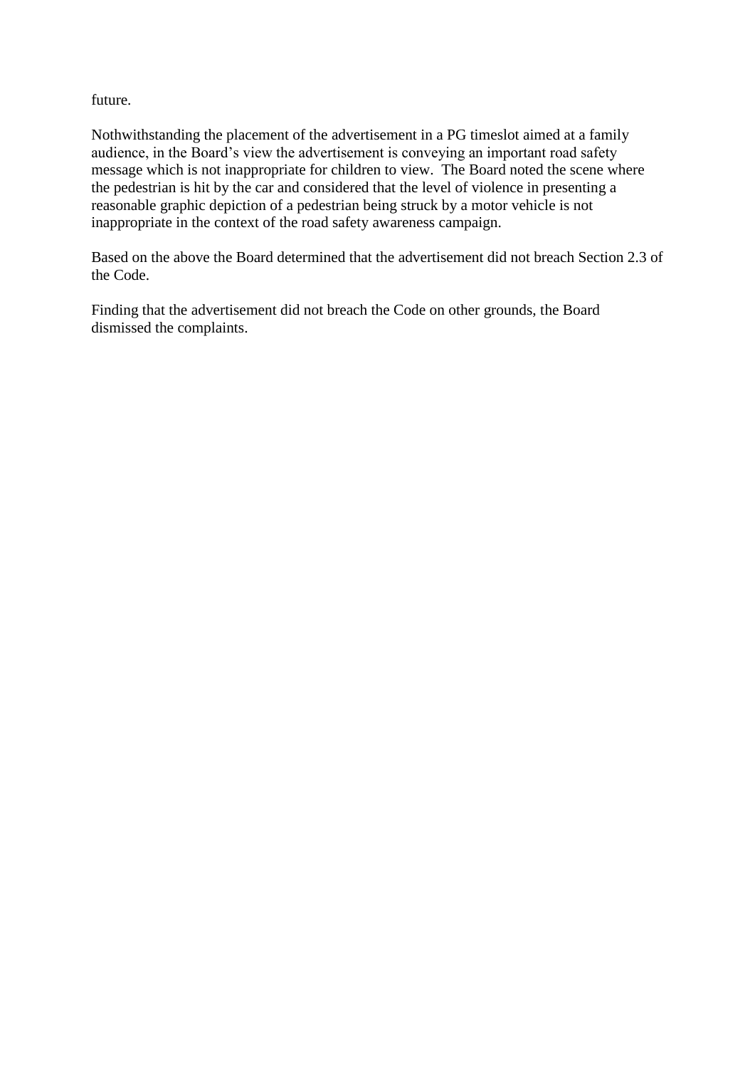future.

Nothwithstanding the placement of the advertisement in a PG timeslot aimed at a family audience, in the Board's view the advertisement is conveying an important road safety message which is not inappropriate for children to view. The Board noted the scene where the pedestrian is hit by the car and considered that the level of violence in presenting a reasonable graphic depiction of a pedestrian being struck by a motor vehicle is not inappropriate in the context of the road safety awareness campaign.

Based on the above the Board determined that the advertisement did not breach Section 2.3 of the Code.

Finding that the advertisement did not breach the Code on other grounds, the Board dismissed the complaints.